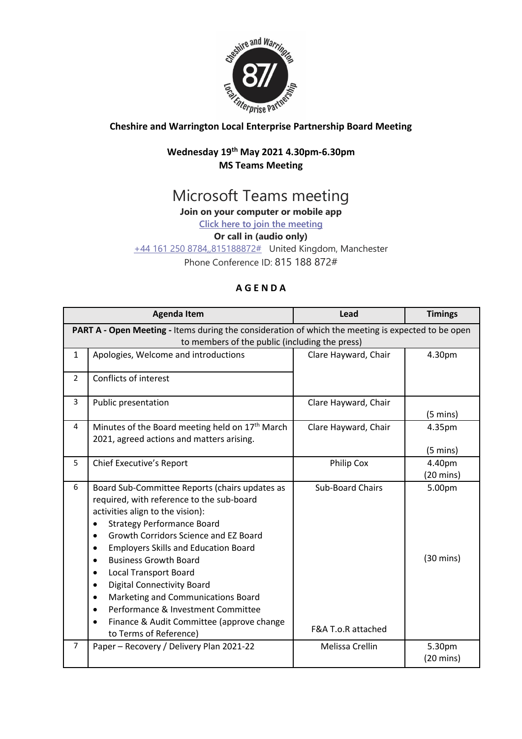**Cheshire and Warrington Local Enterprise Partnership Board Meeting**

**Wednesday 19th May 2021 4.30pm-6.30pm**
**MS Teams Meeting**

# Microsoft Teams meeting

**Join on your computer or mobile app**

Click here to join the meeting

**Or call in (audio only)**

+44 161 250 8784,,815188872# United Kingdom, Manchester

Phone Conference ID: 815 188 872#

## A G E N D A

| | Agenda Item | Lead | Timings |
|---|---|---|---|
| **PART A - Open Meeting -** Items during the consideration of which the meeting is expected to be open to members of the public (including the press) | | | |
| 1 | Apologies, Welcome and introductions | Clare Hayward, Chair | 4.30pm |
| 2 | Conflicts of interest | | |
| 3 | Public presentation | Clare Hayward, Chair | (5 mins) |
| 4 | Minutes of the Board meeting held on 17th March 2021, agreed actions and matters arising. | Clare Hayward, Chair | 4.35pm<br>(5 mins) |
| 5 | Chief Executive's Report | Philip Cox | 4.40pm<br>(20 mins) |
| 6 | Board Sub-Committee Reports (chairs updates as required, with reference to the sub-board activities align to the vision):<br>• Strategy Performance Board<br>• Growth Corridors Science and EZ Board<br>• Employers Skills and Education Board<br>• Business Growth Board<br>• Local Transport Board<br>• Digital Connectivity Board<br>• Marketing and Communications Board<br>• Performance & Investment Committee<br>• Finance & Audit Committee (approve change to Terms of Reference) | Sub-Board Chairs<br><br>F&A T.o.R attached | 5.00pm<br>(30 mins) |
| 7 | Paper – Recovery / Delivery Plan 2021-22 | Melissa Crellin | 5.30pm<br>(20 mins) |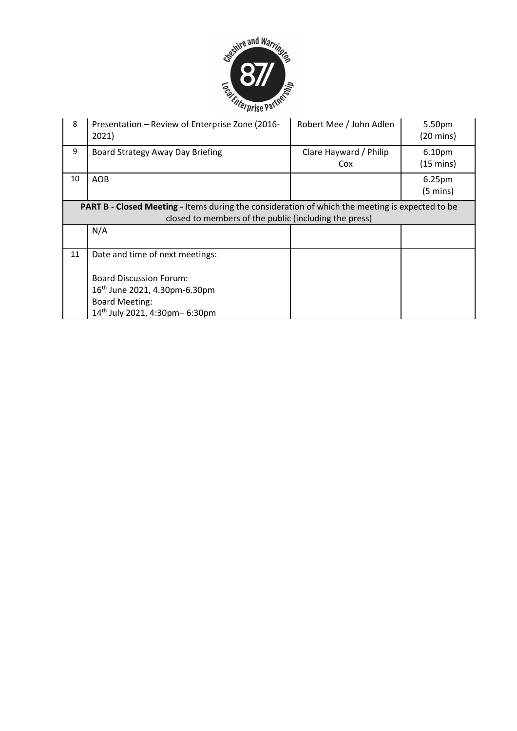| | | | |
|---|---|---|---|
| 8 | Presentation – Review of Enterprise Zone (2016-2021) | Robert Mee / John Adlen | 5.50pm (20 mins) |
| 9 | Board Strategy Away Day Briefing | Clare Hayward / Philip Cox | 6.10pm (15 mins) |
| 10 | AOB | | 6.25pm (5 mins) |
| **PART B - Closed Meeting -** Items during the consideration of which the meeting is expected to be closed to members of the public (including the press) | | | |
| | N/A | | |
| 11 | Date and time of next meetings:<br><br>Board Discussion Forum:<br>16th June 2021, 4.30pm-6.30pm<br>Board Meeting:<br>14th July 2021, 4:30pm– 6:30pm | | |